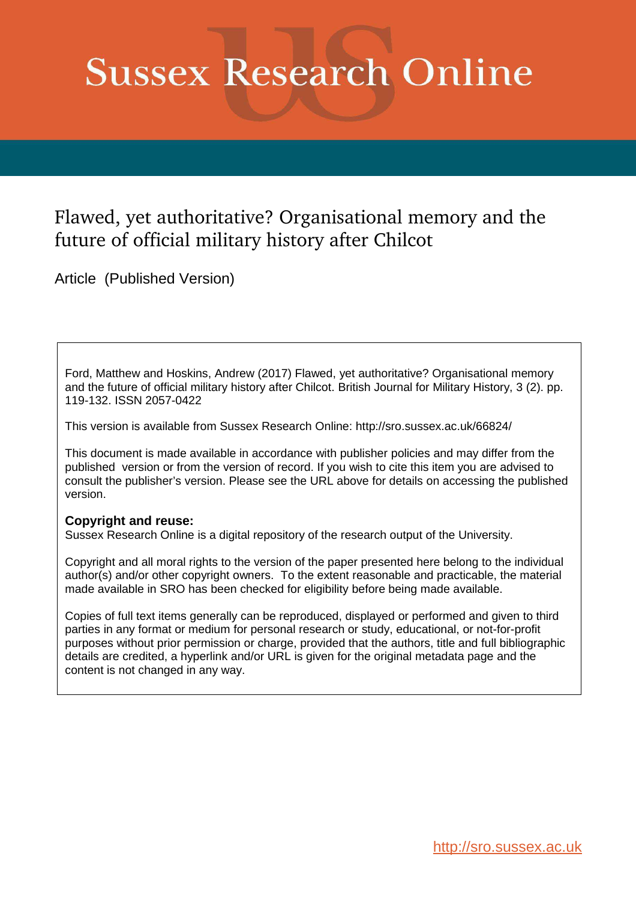# Sussex Research Online

## Flawed, yet authoritative? Organisational memory and the future of official military history after Chilcot

Article (Published Version)

Ford, Matthew and Hoskins, Andrew (2017) Flawed, yet authoritative? Organisational memory and the future of official military history after Chilcot. British Journal for Military History, 3 (2). pp. 119-132. ISSN 2057-0422

This version is available from Sussex Research Online: http://sro.sussex.ac.uk/66824/

This document is made available in accordance with publisher policies and may differ from the published version or from the version of record. If you wish to cite this item you are advised to consult the publisher's version. Please see the URL above for details on accessing the published version.

**Copyright and reuse:**
Sussex Research Online is a digital repository of the research output of the University.

Copyright and all moral rights to the version of the paper presented here belong to the individual author(s) and/or other copyright owners. To the extent reasonable and practicable, the material made available in SRO has been checked for eligibility before being made available.

Copies of full text items generally can be reproduced, displayed or performed and given to third parties in any format or medium for personal research or study, educational, or not-for-profit purposes without prior permission or charge, provided that the authors, title and full bibliographic details are credited, a hyperlink and/or URL is given for the original metadata page and the content is not changed in any way.

http://sro.sussex.ac.uk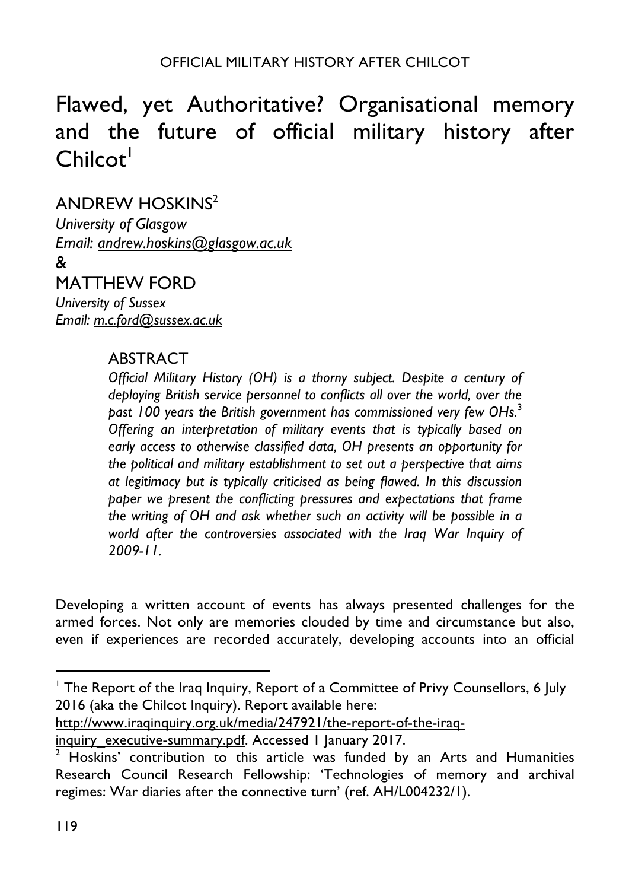# Flawed, yet Authoritative? Organisational memory and the future of official military history after Chilcot[1]

## ANDREW HOSKINS[2]

*University of Glasgow*
*Email: andrew.hoskins@glasgow.ac.uk*

&

## MATTHEW FORD

*University of Sussex*
*Email: m.c.ford@sussex.ac.uk*

### ABSTRACT

*Official Military History (OH) is a thorny subject. Despite a century of deploying British service personnel to conflicts all over the world, over the past 100 years the British government has commissioned very few OHs.[3] Offering an interpretation of military events that is typically based on early access to otherwise classified data, OH presents an opportunity for the political and military establishment to set out a perspective that aims at legitimacy but is typically criticised as being flawed. In this discussion paper we present the conflicting pressures and expectations that frame the writing of OH and ask whether such an activity will be possible in a world after the controversies associated with the Iraq War Inquiry of 2009-11.*

Developing a written account of events has always presented challenges for the armed forces. Not only are memories clouded by time and circumstance but also, even if experiences are recorded accurately, developing accounts into an official

---

[1] The Report of the Iraq Inquiry, Report of a Committee of Privy Counsellors, 6 July 2016 (aka the Chilcot Inquiry). Report available here: http://www.iraqinquiry.org.uk/media/247921/the-report-of-the-iraq-inquiry_executive-summary.pdf. Accessed 1 January 2017.

[2] Hoskins' contribution to this article was funded by an Arts and Humanities Research Council Research Fellowship: 'Technologies of memory and archival regimes: War diaries after the connective turn' (ref. AH/L004232/1).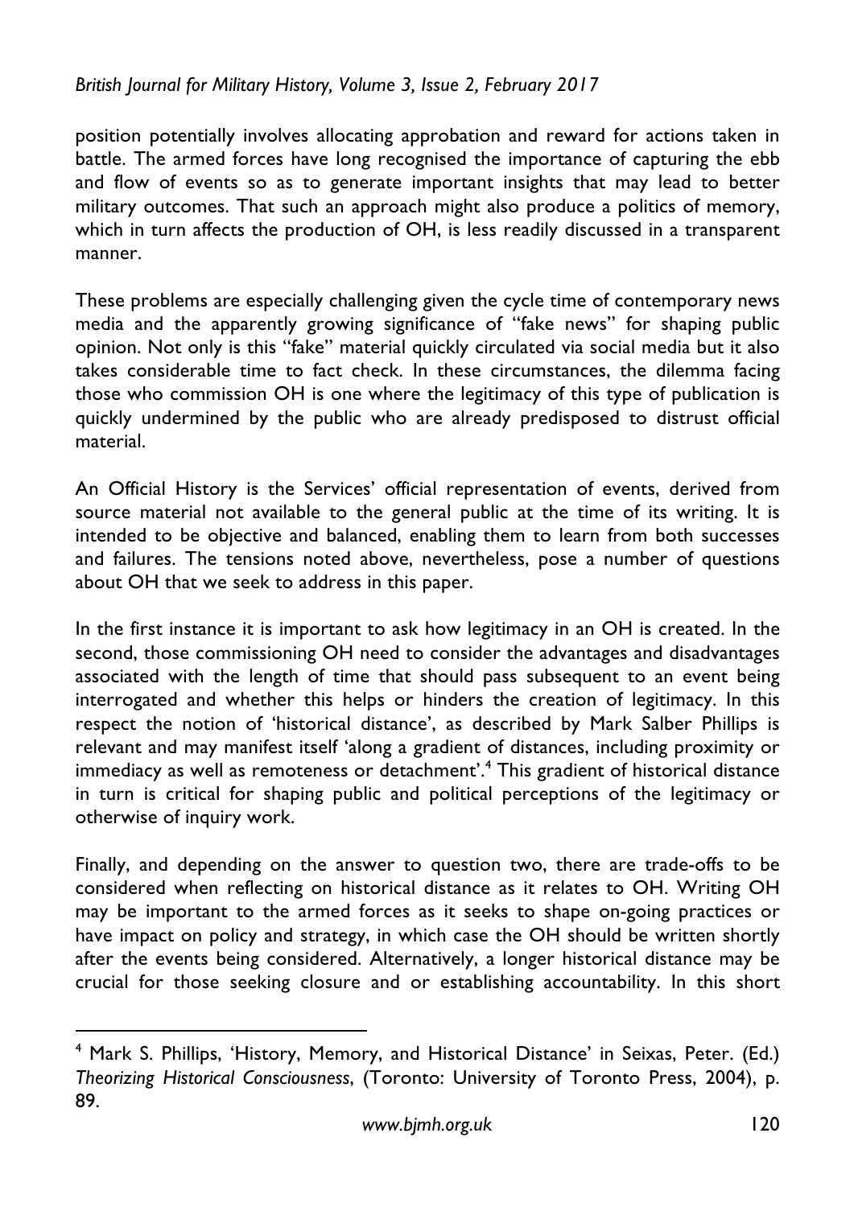position potentially involves allocating approbation and reward for actions taken in battle. The armed forces have long recognised the importance of capturing the ebb and flow of events so as to generate important insights that may lead to better military outcomes. That such an approach might also produce a politics of memory, which in turn affects the production of OH, is less readily discussed in a transparent manner.

These problems are especially challenging given the cycle time of contemporary news media and the apparently growing significance of "fake news" for shaping public opinion. Not only is this "fake" material quickly circulated via social media but it also takes considerable time to fact check. In these circumstances, the dilemma facing those who commission OH is one where the legitimacy of this type of publication is quickly undermined by the public who are already predisposed to distrust official material.

An Official History is the Services' official representation of events, derived from source material not available to the general public at the time of its writing. It is intended to be objective and balanced, enabling them to learn from both successes and failures. The tensions noted above, nevertheless, pose a number of questions about OH that we seek to address in this paper.

In the first instance it is important to ask how legitimacy in an OH is created. In the second, those commissioning OH need to consider the advantages and disadvantages associated with the length of time that should pass subsequent to an event being interrogated and whether this helps or hinders the creation of legitimacy. In this respect the notion of 'historical distance', as described by Mark Salber Phillips is relevant and may manifest itself 'along a gradient of distances, including proximity or immediacy as well as remoteness or detachment'.[4] This gradient of historical distance in turn is critical for shaping public and political perceptions of the legitimacy or otherwise of inquiry work.

Finally, and depending on the answer to question two, there are trade-offs to be considered when reflecting on historical distance as it relates to OH. Writing OH may be important to the armed forces as it seeks to shape on-going practices or have impact on policy and strategy, in which case the OH should be written shortly after the events being considered. Alternatively, a longer historical distance may be crucial for those seeking closure and or establishing accountability. In this short

---

[4] Mark S. Phillips, 'History, Memory, and Historical Distance' in Seixas, Peter. (Ed.) *Theorizing Historical Consciousness*, (Toronto: University of Toronto Press, 2004), p. 89.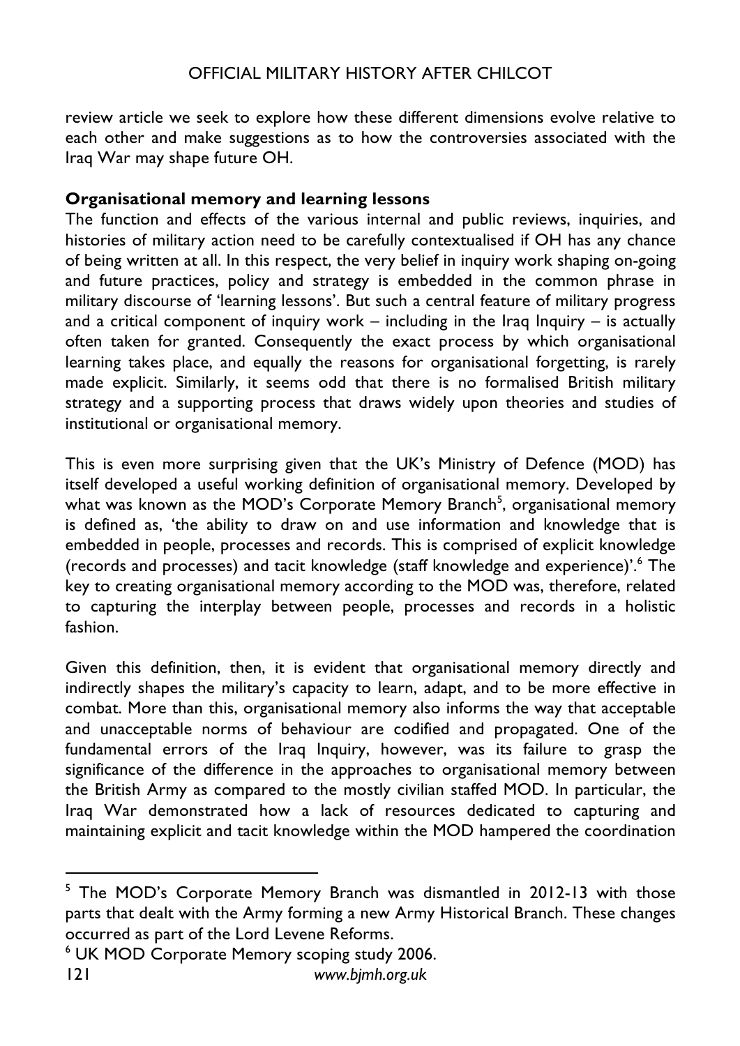review article we seek to explore how these different dimensions evolve relative to each other and make suggestions as to how the controversies associated with the Iraq War may shape future OH.

**Organisational memory and learning lessons**

The function and effects of the various internal and public reviews, inquiries, and histories of military action need to be carefully contextualised if OH has any chance of being written at all. In this respect, the very belief in inquiry work shaping on-going and future practices, policy and strategy is embedded in the common phrase in military discourse of 'learning lessons'. But such a central feature of military progress and a critical component of inquiry work – including in the Iraq Inquiry – is actually often taken for granted. Consequently the exact process by which organisational learning takes place, and equally the reasons for organisational forgetting, is rarely made explicit. Similarly, it seems odd that there is no formalised British military strategy and a supporting process that draws widely upon theories and studies of institutional or organisational memory.

This is even more surprising given that the UK's Ministry of Defence (MOD) has itself developed a useful working definition of organisational memory. Developed by what was known as the MOD's Corporate Memory Branch[5], organisational memory is defined as, 'the ability to draw on and use information and knowledge that is embedded in people, processes and records. This is comprised of explicit knowledge (records and processes) and tacit knowledge (staff knowledge and experience)'.[6] The key to creating organisational memory according to the MOD was, therefore, related to capturing the interplay between people, processes and records in a holistic fashion.

Given this definition, then, it is evident that organisational memory directly and indirectly shapes the military's capacity to learn, adapt, and to be more effective in combat. More than this, organisational memory also informs the way that acceptable and unacceptable norms of behaviour are codified and propagated. One of the fundamental errors of the Iraq Inquiry, however, was its failure to grasp the significance of the difference in the approaches to organisational memory between the British Army as compared to the mostly civilian staffed MOD. In particular, the Iraq War demonstrated how a lack of resources dedicated to capturing and maintaining explicit and tacit knowledge within the MOD hampered the coordination

[5] The MOD's Corporate Memory Branch was dismantled in 2012-13 with those parts that dealt with the Army forming a new Army Historical Branch. These changes occurred as part of the Lord Levene Reforms.

[6] UK MOD Corporate Memory scoping study 2006.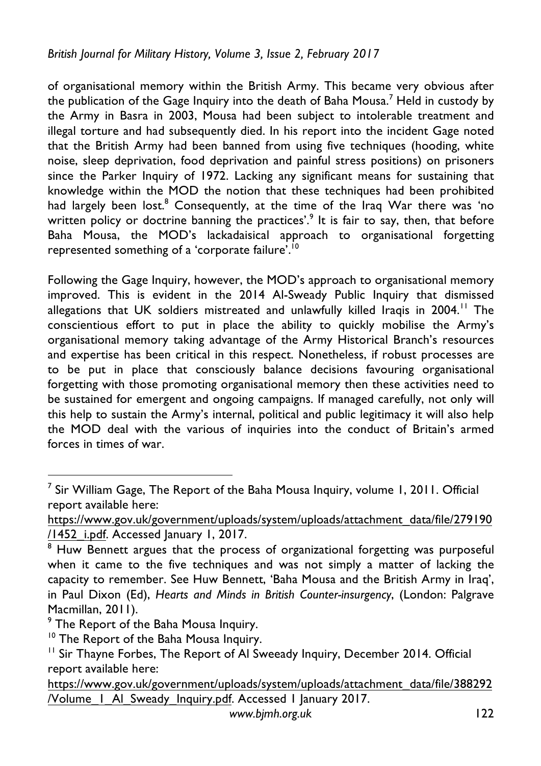of organisational memory within the British Army. This became very obvious after the publication of the Gage Inquiry into the death of Baha Mousa.[7] Held in custody by the Army in Basra in 2003, Mousa had been subject to intolerable treatment and illegal torture and had subsequently died. In his report into the incident Gage noted that the British Army had been banned from using five techniques (hooding, white noise, sleep deprivation, food deprivation and painful stress positions) on prisoners since the Parker Inquiry of 1972. Lacking any significant means for sustaining that knowledge within the MOD the notion that these techniques had been prohibited had largely been lost.[8] Consequently, at the time of the Iraq War there was 'no written policy or doctrine banning the practices'.[9] It is fair to say, then, that before Baha Mousa, the MOD's lackadaisical approach to organisational forgetting represented something of a 'corporate failure'.[10]

Following the Gage Inquiry, however, the MOD's approach to organisational memory improved. This is evident in the 2014 Al-Sweady Public Inquiry that dismissed allegations that UK soldiers mistreated and unlawfully killed Iraqis in 2004.[11] The conscientious effort to put in place the ability to quickly mobilise the Army's organisational memory taking advantage of the Army Historical Branch's resources and expertise has been critical in this respect. Nonetheless, if robust processes are to be put in place that consciously balance decisions favouring organisational forgetting with those promoting organisational memory then these activities need to be sustained for emergent and ongoing campaigns. If managed carefully, not only will this help to sustain the Army's internal, political and public legitimacy it will also help the MOD deal with the various of inquiries into the conduct of Britain's armed forces in times of war.

---

[7] Sir William Gage, The Report of the Baha Mousa Inquiry, volume 1, 2011. Official report available here: https://www.gov.uk/government/uploads/system/uploads/attachment_data/file/279190/1452_i.pdf. Accessed January 1, 2017.

[8] Huw Bennett argues that the process of organizational forgetting was purposeful when it came to the five techniques and was not simply a matter of lacking the capacity to remember. See Huw Bennett, 'Baha Mousa and the British Army in Iraq', in Paul Dixon (Ed), *Hearts and Minds in British Counter-insurgency*, (London: Palgrave Macmillan, 2011).

[9] The Report of the Baha Mousa Inquiry.

[10] The Report of the Baha Mousa Inquiry.

[11] Sir Thayne Forbes, The Report of Al Sweeady Inquiry, December 2014. Official report available here: https://www.gov.uk/government/uploads/system/uploads/attachment_data/file/388292/Volume_1_Al_Sweady_Inquiry.pdf. Accessed 1 January 2017.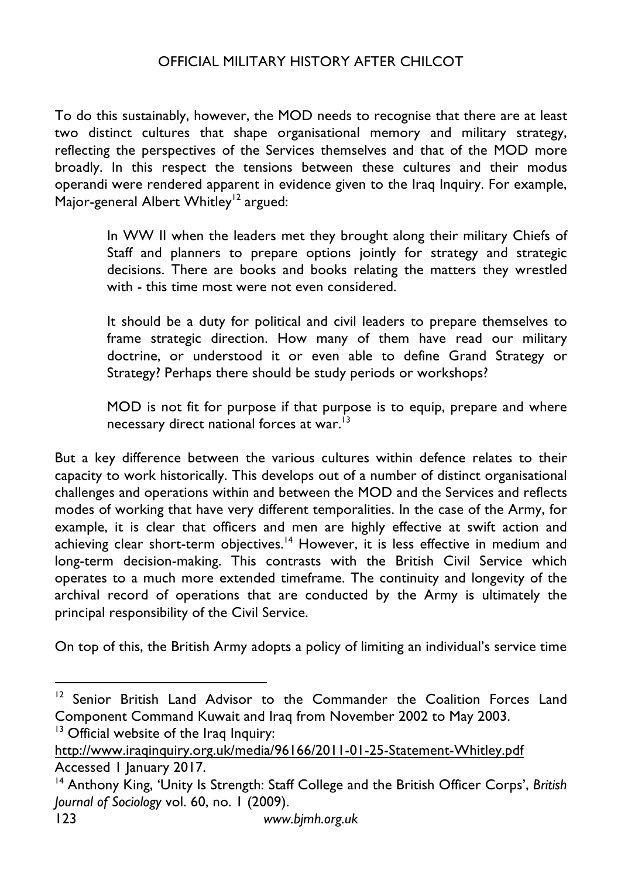To do this sustainably, however, the MOD needs to recognise that there are at least two distinct cultures that shape organisational memory and military strategy, reflecting the perspectives of the Services themselves and that of the MOD more broadly. In this respect the tensions between these cultures and their modus operandi were rendered apparent in evidence given to the Iraq Inquiry. For example, Major-general Albert Whitley[12] argued:

> In WW II when the leaders met they brought along their military Chiefs of Staff and planners to prepare options jointly for strategy and strategic decisions. There are books and books relating the matters they wrestled with - this time most were not even considered.
>
> It should be a duty for political and civil leaders to prepare themselves to frame strategic direction. How many of them have read our military doctrine, or understood it or even able to define Grand Strategy or Strategy? Perhaps there should be study periods or workshops?
>
> MOD is not fit for purpose if that purpose is to equip, prepare and where necessary direct national forces at war.[13]

But a key difference between the various cultures within defence relates to their capacity to work historically. This develops out of a number of distinct organisational challenges and operations within and between the MOD and the Services and reflects modes of working that have very different temporalities. In the case of the Army, for example, it is clear that officers and men are highly effective at swift action and achieving clear short-term objectives.[14] However, it is less effective in medium and long-term decision-making. This contrasts with the British Civil Service which operates to a much more extended timeframe. The continuity and longevity of the archival record of operations that are conducted by the Army is ultimately the principal responsibility of the Civil Service.

On top of this, the British Army adopts a policy of limiting an individual's service time

---

[12] Senior British Land Advisor to the Commander the Coalition Forces Land Component Command Kuwait and Iraq from November 2002 to May 2003.

[13] Official website of the Iraq Inquiry: http://www.iraqinquiry.org.uk/media/96166/2011-01-25-Statement-Whitley.pdf Accessed 1 January 2017.

[14] Anthony King, 'Unity Is Strength: Staff College and the British Officer Corps', *British Journal of Sociology* vol. 60, no. 1 (2009).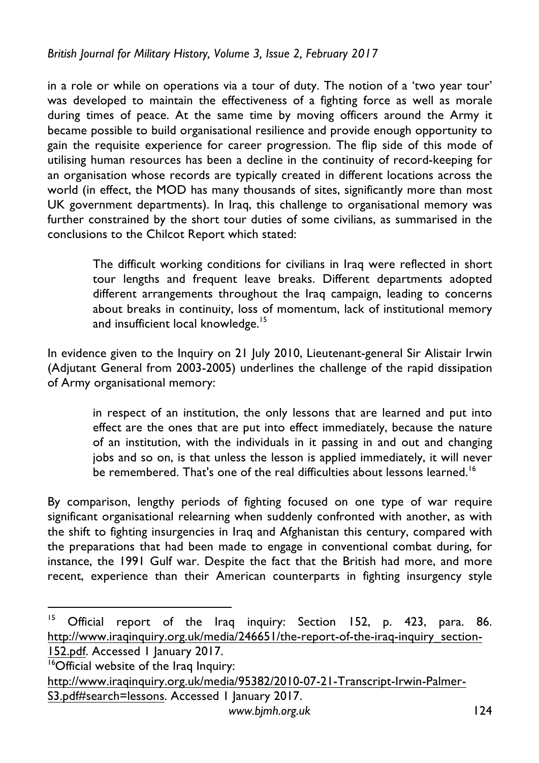in a role or while on operations via a tour of duty. The notion of a 'two year tour' was developed to maintain the effectiveness of a fighting force as well as morale during times of peace. At the same time by moving officers around the Army it became possible to build organisational resilience and provide enough opportunity to gain the requisite experience for career progression. The flip side of this mode of utilising human resources has been a decline in the continuity of record-keeping for an organisation whose records are typically created in different locations across the world (in effect, the MOD has many thousands of sites, significantly more than most UK government departments). In Iraq, this challenge to organisational memory was further constrained by the short tour duties of some civilians, as summarised in the conclusions to the Chilcot Report which stated:

> The difficult working conditions for civilians in Iraq were reflected in short tour lengths and frequent leave breaks. Different departments adopted different arrangements throughout the Iraq campaign, leading to concerns about breaks in continuity, loss of momentum, lack of institutional memory and insufficient local knowledge.[15]

In evidence given to the Inquiry on 21 July 2010, Lieutenant-general Sir Alistair Irwin (Adjutant General from 2003-2005) underlines the challenge of the rapid dissipation of Army organisational memory:

> in respect of an institution, the only lessons that are learned and put into effect are the ones that are put into effect immediately, because the nature of an institution, with the individuals in it passing in and out and changing jobs and so on, is that unless the lesson is applied immediately, it will never be remembered. That's one of the real difficulties about lessons learned.[16]

By comparison, lengthy periods of fighting focused on one type of war require significant organisational relearning when suddenly confronted with another, as with the shift to fighting insurgencies in Iraq and Afghanistan this century, compared with the preparations that had been made to engage in conventional combat during, for instance, the 1991 Gulf war. Despite the fact that the British had more, and more recent, experience than their American counterparts in fighting insurgency style

---

[15] Official report of the Iraq inquiry: Section 152, p. 423, para. 86. http://www.iraqinquiry.org.uk/media/246651/the-report-of-the-iraq-inquiry_section-152.pdf. Accessed 1 January 2017.

[16] Official website of the Iraq Inquiry: http://www.iraqinquiry.org.uk/media/95382/2010-07-21-Transcript-Irwin-Palmer-S3.pdf#search=lessons. Accessed 1 January 2017.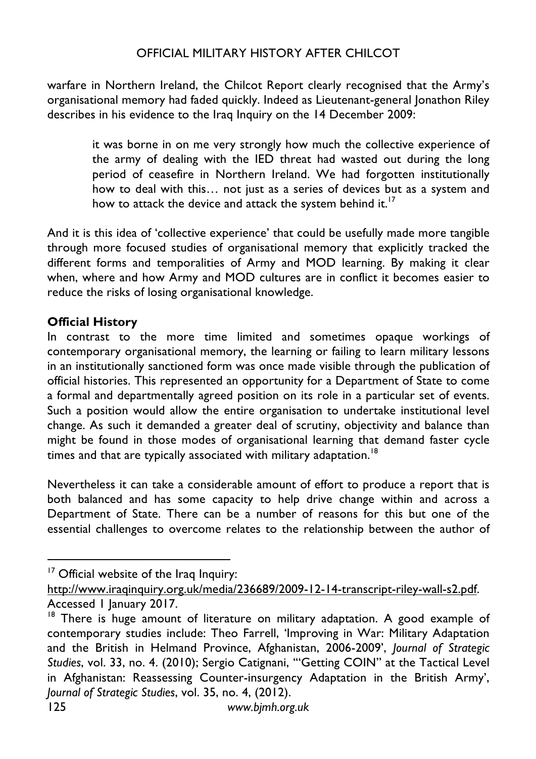warfare in Northern Ireland, the Chilcot Report clearly recognised that the Army's organisational memory had faded quickly. Indeed as Lieutenant-general Jonathon Riley describes in his evidence to the Iraq Inquiry on the 14 December 2009:

> it was borne in on me very strongly how much the collective experience of the army of dealing with the IED threat had wasted out during the long period of ceasefire in Northern Ireland. We had forgotten institutionally how to deal with this… not just as a series of devices but as a system and how to attack the device and attack the system behind it.[17]

And it is this idea of 'collective experience' that could be usefully made more tangible through more focused studies of organisational memory that explicitly tracked the different forms and temporalities of Army and MOD learning. By making it clear when, where and how Army and MOD cultures are in conflict it becomes easier to reduce the risks of losing organisational knowledge.

**Official History**

In contrast to the more time limited and sometimes opaque workings of contemporary organisational memory, the learning or failing to learn military lessons in an institutionally sanctioned form was once made visible through the publication of official histories. This represented an opportunity for a Department of State to come a formal and departmentally agreed position on its role in a particular set of events. Such a position would allow the entire organisation to undertake institutional level change. As such it demanded a greater deal of scrutiny, objectivity and balance than might be found in those modes of organisational learning that demand faster cycle times and that are typically associated with military adaptation.[18]

Nevertheless it can take a considerable amount of effort to produce a report that is both balanced and has some capacity to help drive change within and across a Department of State. There can be a number of reasons for this but one of the essential challenges to overcome relates to the relationship between the author of

---

[17] Official website of the Iraq Inquiry: http://www.iraqinquiry.org.uk/media/236689/2009-12-14-transcript-riley-wall-s2.pdf. Accessed 1 January 2017.

[18] There is huge amount of literature on military adaptation. A good example of contemporary studies include: Theo Farrell, 'Improving in War: Military Adaptation and the British in Helmand Province, Afghanistan, 2006-2009', *Journal of Strategic Studies*, vol. 33, no. 4. (2010); Sergio Catignani, '"Getting COIN" at the Tactical Level in Afghanistan: Reassessing Counter-insurgency Adaptation in the British Army', *Journal of Strategic Studies*, vol. 35, no. 4, (2012).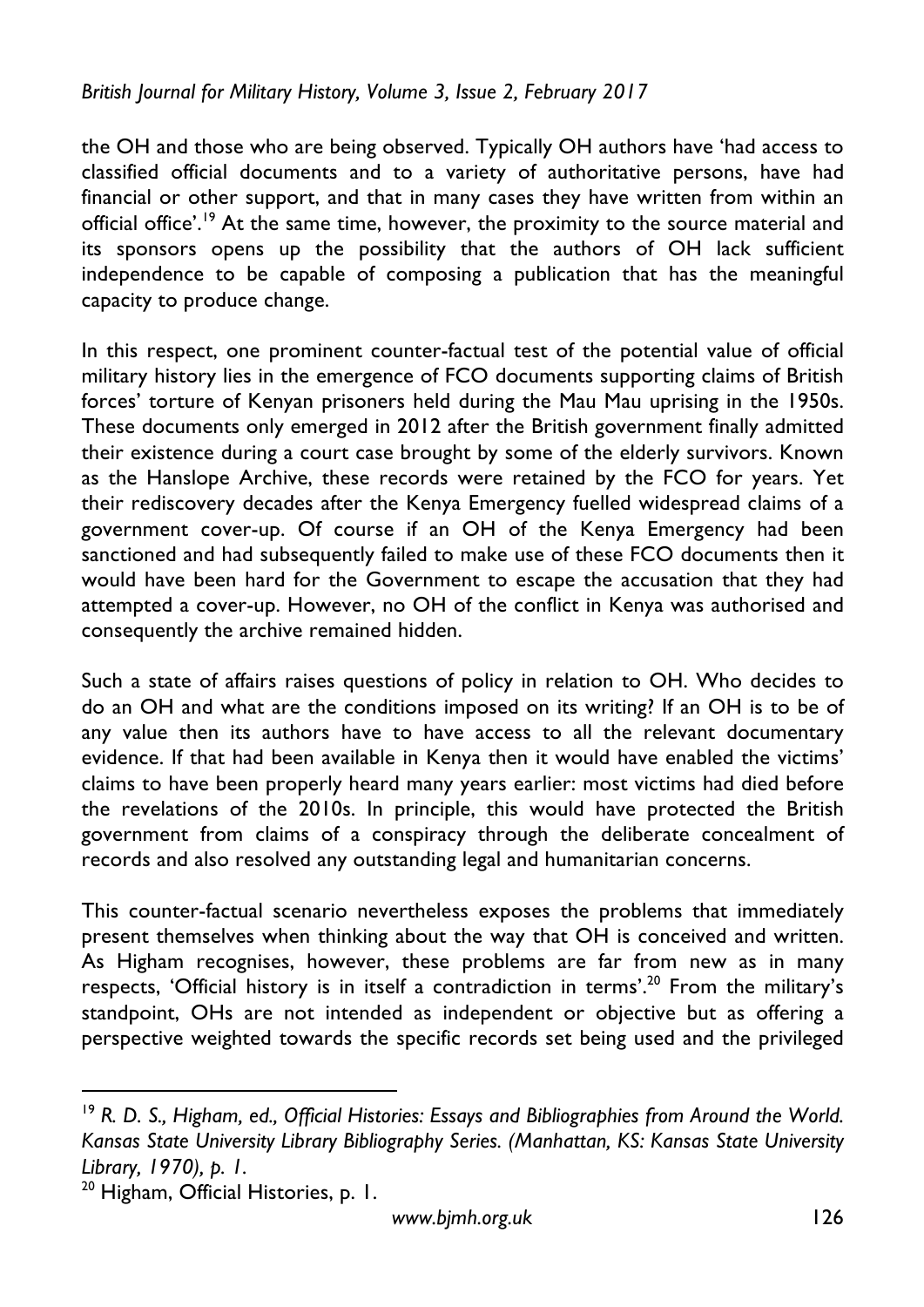the OH and those who are being observed. Typically OH authors have 'had access to classified official documents and to a variety of authoritative persons, have had financial or other support, and that in many cases they have written from within an official office'.[19] At the same time, however, the proximity to the source material and its sponsors opens up the possibility that the authors of OH lack sufficient independence to be capable of composing a publication that has the meaningful capacity to produce change.

In this respect, one prominent counter-factual test of the potential value of official military history lies in the emergence of FCO documents supporting claims of British forces' torture of Kenyan prisoners held during the Mau Mau uprising in the 1950s. These documents only emerged in 2012 after the British government finally admitted their existence during a court case brought by some of the elderly survivors. Known as the Hanslope Archive, these records were retained by the FCO for years. Yet their rediscovery decades after the Kenya Emergency fuelled widespread claims of a government cover-up. Of course if an OH of the Kenya Emergency had been sanctioned and had subsequently failed to make use of these FCO documents then it would have been hard for the Government to escape the accusation that they had attempted a cover-up. However, no OH of the conflict in Kenya was authorised and consequently the archive remained hidden.

Such a state of affairs raises questions of policy in relation to OH. Who decides to do an OH and what are the conditions imposed on its writing? If an OH is to be of any value then its authors have to have access to all the relevant documentary evidence. If that had been available in Kenya then it would have enabled the victims' claims to have been properly heard many years earlier: most victims had died before the revelations of the 2010s. In principle, this would have protected the British government from claims of a conspiracy through the deliberate concealment of records and also resolved any outstanding legal and humanitarian concerns.

This counter-factual scenario nevertheless exposes the problems that immediately present themselves when thinking about the way that OH is conceived and written. As Higham recognises, however, these problems are far from new as in many respects, 'Official history is in itself a contradiction in terms'.[20] From the military's standpoint, OHs are not intended as independent or objective but as offering a perspective weighted towards the specific records set being used and the privileged

---

[19] *R. D. S., Higham, ed., Official Histories: Essays and Bibliographies from Around the World. Kansas State University Library Bibliography Series. (Manhattan, KS: Kansas State University Library, 1970), p. 1.*

[20] Higham, Official Histories, p. 1.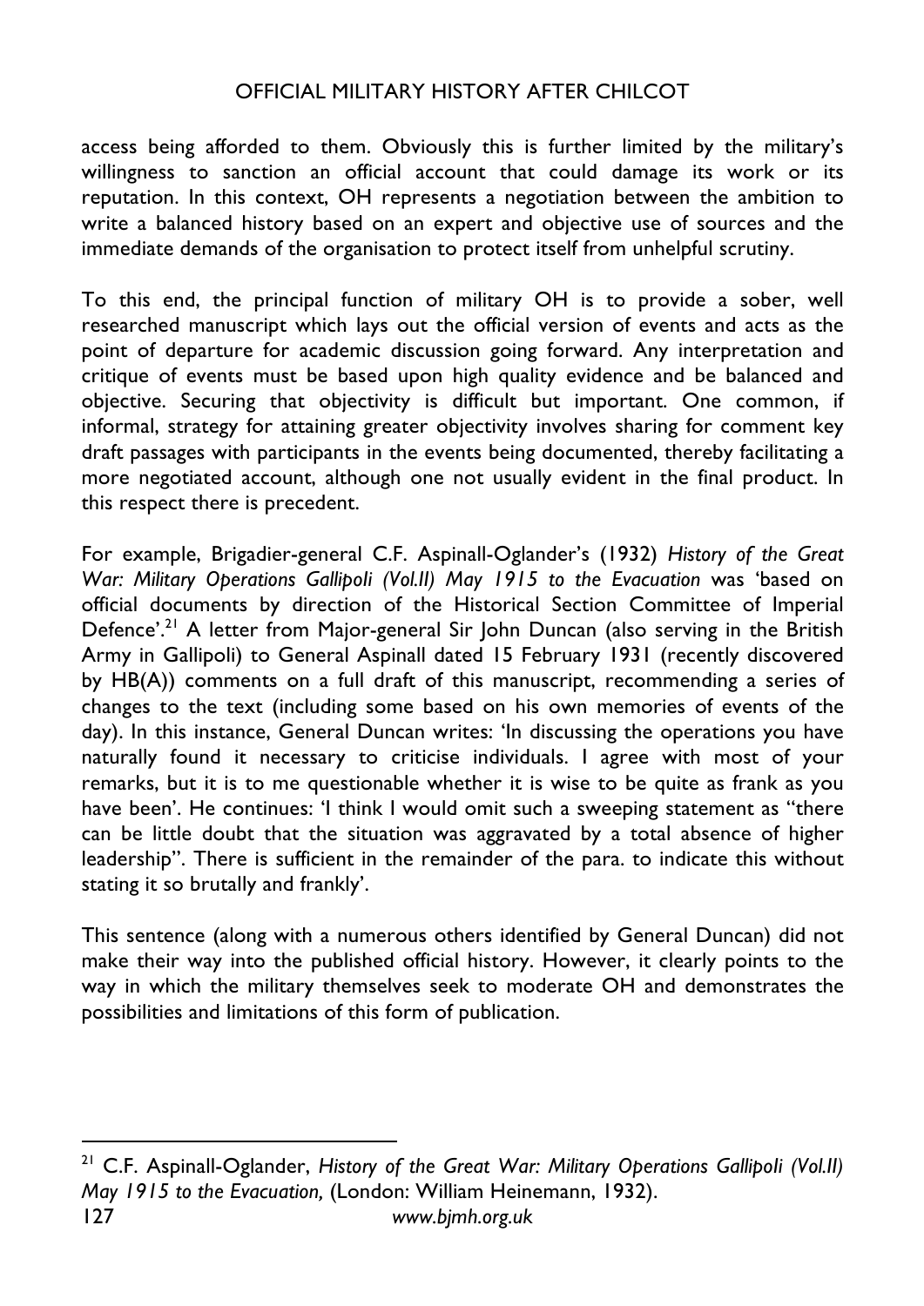access being afforded to them. Obviously this is further limited by the military's willingness to sanction an official account that could damage its work or its reputation. In this context, OH represents a negotiation between the ambition to write a balanced history based on an expert and objective use of sources and the immediate demands of the organisation to protect itself from unhelpful scrutiny.

To this end, the principal function of military OH is to provide a sober, well researched manuscript which lays out the official version of events and acts as the point of departure for academic discussion going forward. Any interpretation and critique of events must be based upon high quality evidence and be balanced and objective. Securing that objectivity is difficult but important. One common, if informal, strategy for attaining greater objectivity involves sharing for comment key draft passages with participants in the events being documented, thereby facilitating a more negotiated account, although one not usually evident in the final product. In this respect there is precedent.

For example, Brigadier-general C.F. Aspinall-Oglander's (1932) *History of the Great War: Military Operations Gallipoli (Vol.II) May 1915 to the Evacuation* was 'based on official documents by direction of the Historical Section Committee of Imperial Defence'.[21] A letter from Major-general Sir John Duncan (also serving in the British Army in Gallipoli) to General Aspinall dated 15 February 1931 (recently discovered by HB(A)) comments on a full draft of this manuscript, recommending a series of changes to the text (including some based on his own memories of events of the day). In this instance, General Duncan writes: 'In discussing the operations you have naturally found it necessary to criticise individuals. I agree with most of your remarks, but it is to me questionable whether it is wise to be quite as frank as you have been'. He continues: 'I think I would omit such a sweeping statement as "there can be little doubt that the situation was aggravated by a total absence of higher leadership". There is sufficient in the remainder of the para. to indicate this without stating it so brutally and frankly'.

This sentence (along with a numerous others identified by General Duncan) did not make their way into the published official history. However, it clearly points to the way in which the military themselves seek to moderate OH and demonstrates the possibilities and limitations of this form of publication.

---

[21] C.F. Aspinall-Oglander, *History of the Great War: Military Operations Gallipoli (Vol.II) May 1915 to the Evacuation,* (London: William Heinemann, 1932).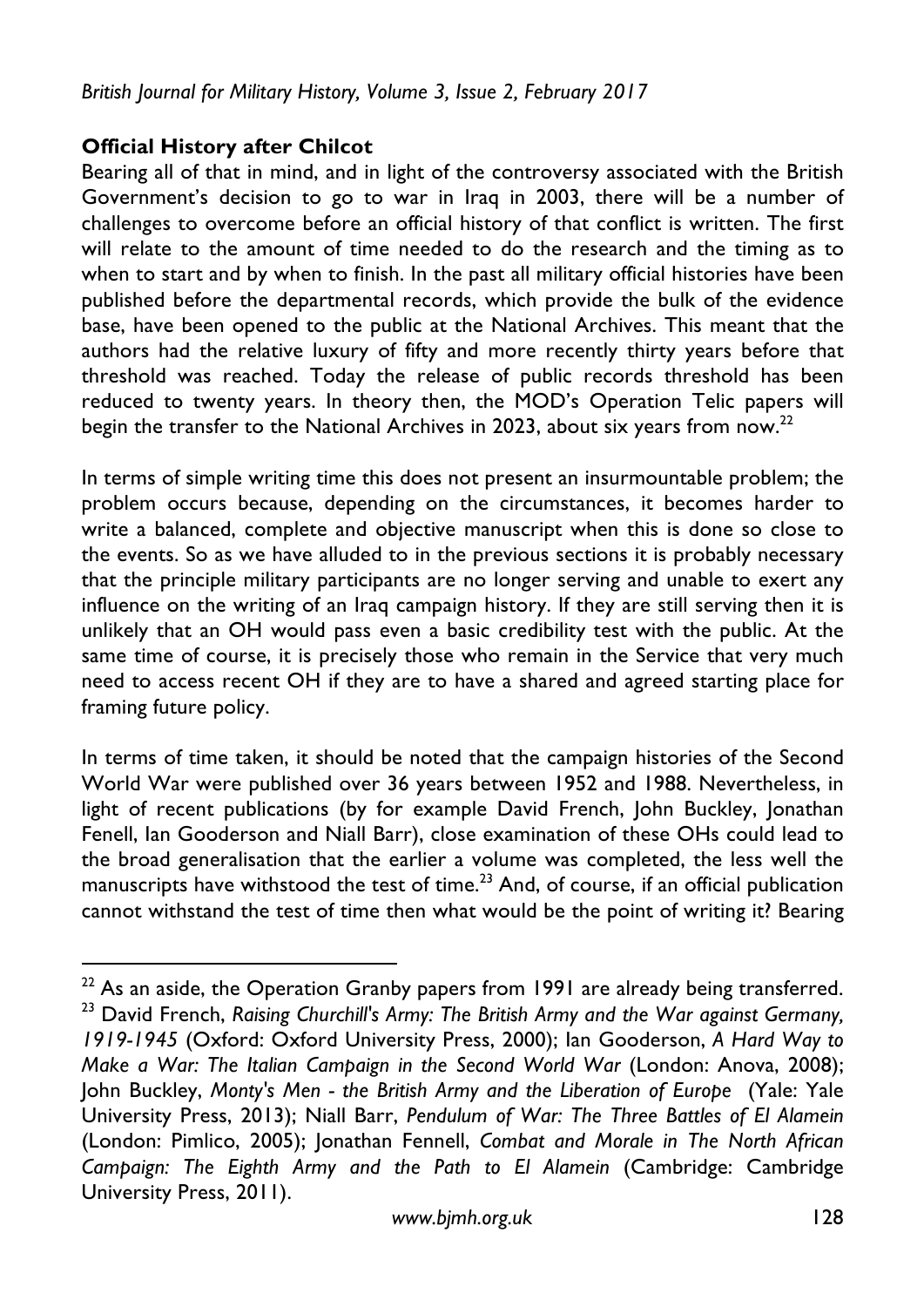**Official History after Chilcot**

Bearing all of that in mind, and in light of the controversy associated with the British Government's decision to go to war in Iraq in 2003, there will be a number of challenges to overcome before an official history of that conflict is written. The first will relate to the amount of time needed to do the research and the timing as to when to start and by when to finish. In the past all military official histories have been published before the departmental records, which provide the bulk of the evidence base, have been opened to the public at the National Archives. This meant that the authors had the relative luxury of fifty and more recently thirty years before that threshold was reached. Today the release of public records threshold has been reduced to twenty years. In theory then, the MOD's Operation Telic papers will begin the transfer to the National Archives in 2023, about six years from now.[22]

In terms of simple writing time this does not present an insurmountable problem; the problem occurs because, depending on the circumstances, it becomes harder to write a balanced, complete and objective manuscript when this is done so close to the events. So as we have alluded to in the previous sections it is probably necessary that the principle military participants are no longer serving and unable to exert any influence on the writing of an Iraq campaign history. If they are still serving then it is unlikely that an OH would pass even a basic credibility test with the public. At the same time of course, it is precisely those who remain in the Service that very much need to access recent OH if they are to have a shared and agreed starting place for framing future policy.

In terms of time taken, it should be noted that the campaign histories of the Second World War were published over 36 years between 1952 and 1988. Nevertheless, in light of recent publications (by for example David French, John Buckley, Jonathan Fenell, Ian Gooderson and Niall Barr), close examination of these OHs could lead to the broad generalisation that the earlier a volume was completed, the less well the manuscripts have withstood the test of time.[23] And, of course, if an official publication cannot withstand the test of time then what would be the point of writing it? Bearing

---

[22] As an aside, the Operation Granby papers from 1991 are already being transferred.

[23] David French, *Raising Churchill's Army: The British Army and the War against Germany, 1919-1945* (Oxford: Oxford University Press, 2000); Ian Gooderson, *A Hard Way to Make a War: The Italian Campaign in the Second World War* (London: Anova, 2008); John Buckley, *Monty's Men - the British Army and the Liberation of Europe* (Yale: Yale University Press, 2013); Niall Barr, *Pendulum of War: The Three Battles of El Alamein* (London: Pimlico, 2005); Jonathan Fennell, *Combat and Morale in The North African Campaign: The Eighth Army and the Path to El Alamein* (Cambridge: Cambridge University Press, 2011).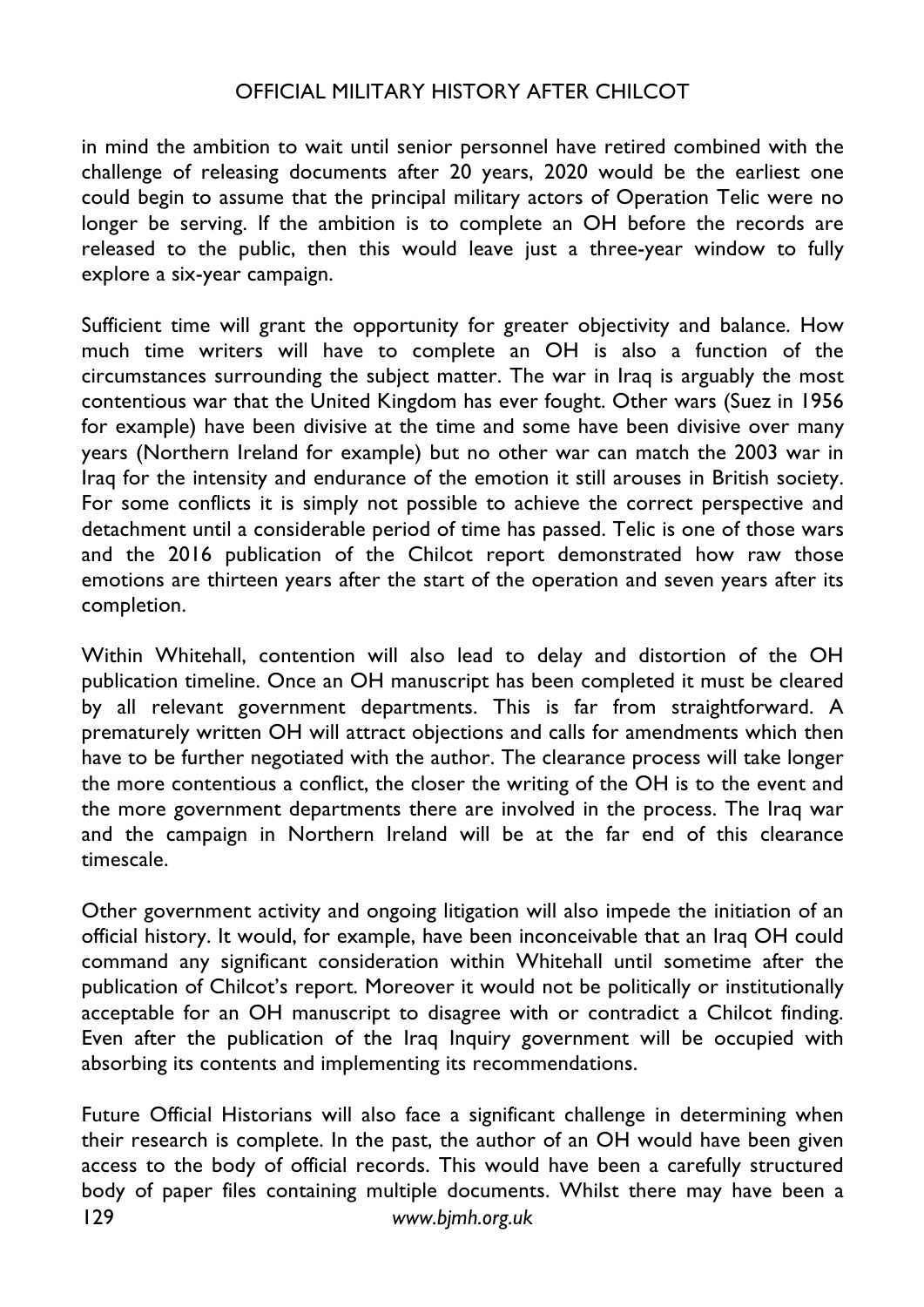in mind the ambition to wait until senior personnel have retired combined with the challenge of releasing documents after 20 years, 2020 would be the earliest one could begin to assume that the principal military actors of Operation Telic were no longer be serving. If the ambition is to complete an OH before the records are released to the public, then this would leave just a three-year window to fully explore a six-year campaign.

Sufficient time will grant the opportunity for greater objectivity and balance. How much time writers will have to complete an OH is also a function of the circumstances surrounding the subject matter. The war in Iraq is arguably the most contentious war that the United Kingdom has ever fought. Other wars (Suez in 1956 for example) have been divisive at the time and some have been divisive over many years (Northern Ireland for example) but no other war can match the 2003 war in Iraq for the intensity and endurance of the emotion it still arouses in British society. For some conflicts it is simply not possible to achieve the correct perspective and detachment until a considerable period of time has passed. Telic is one of those wars and the 2016 publication of the Chilcot report demonstrated how raw those emotions are thirteen years after the start of the operation and seven years after its completion.

Within Whitehall, contention will also lead to delay and distortion of the OH publication timeline. Once an OH manuscript has been completed it must be cleared by all relevant government departments. This is far from straightforward. A prematurely written OH will attract objections and calls for amendments which then have to be further negotiated with the author. The clearance process will take longer the more contentious a conflict, the closer the writing of the OH is to the event and the more government departments there are involved in the process. The Iraq war and the campaign in Northern Ireland will be at the far end of this clearance timescale.

Other government activity and ongoing litigation will also impede the initiation of an official history. It would, for example, have been inconceivable that an Iraq OH could command any significant consideration within Whitehall until sometime after the publication of Chilcot's report. Moreover it would not be politically or institutionally acceptable for an OH manuscript to disagree with or contradict a Chilcot finding. Even after the publication of the Iraq Inquiry government will be occupied with absorbing its contents and implementing its recommendations.

Future Official Historians will also face a significant challenge in determining when their research is complete. In the past, the author of an OH would have been given access to the body of official records. This would have been a carefully structured body of paper files containing multiple documents. Whilst there may have been a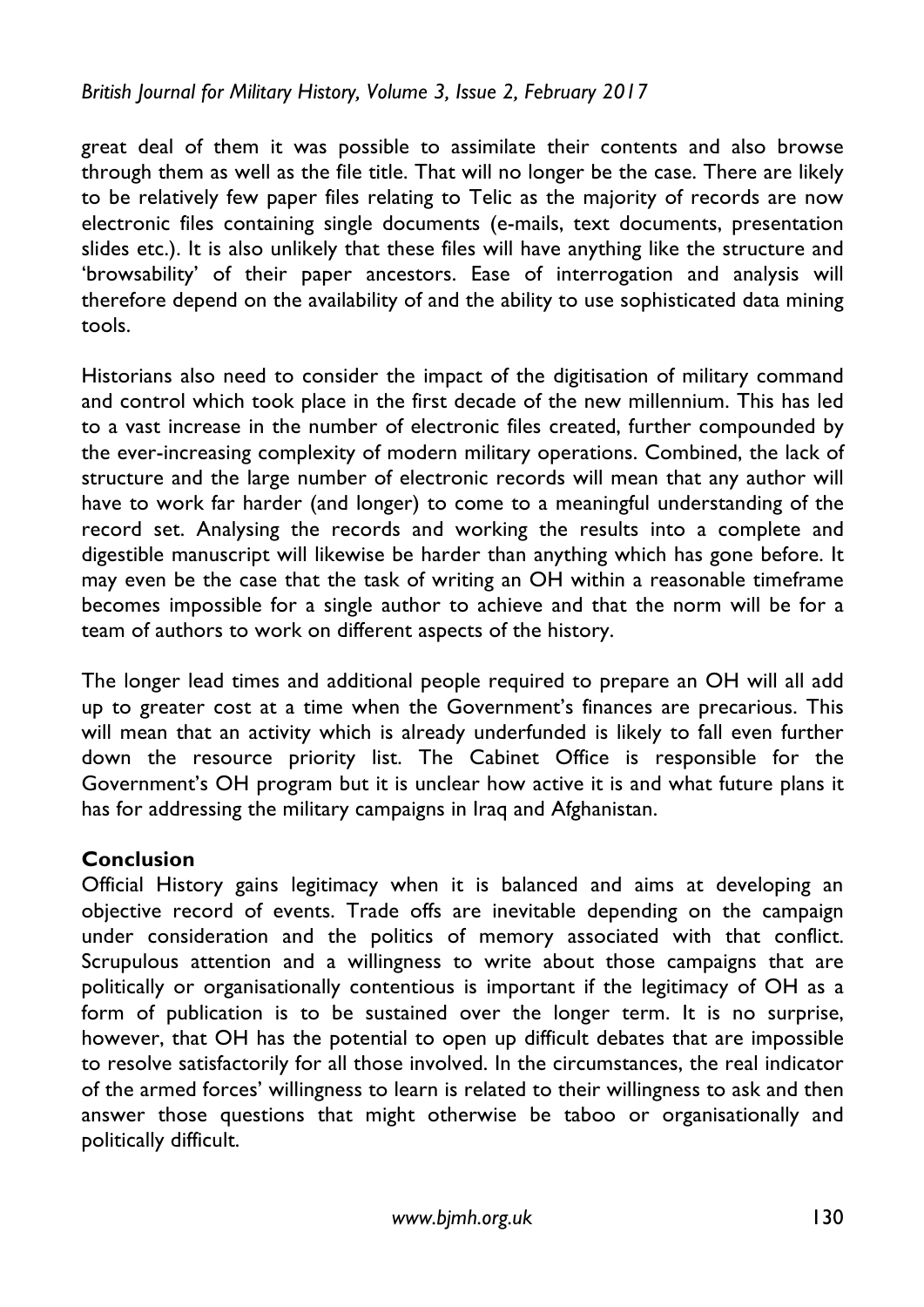great deal of them it was possible to assimilate their contents and also browse through them as well as the file title. That will no longer be the case. There are likely to be relatively few paper files relating to Telic as the majority of records are now electronic files containing single documents (e-mails, text documents, presentation slides etc.). It is also unlikely that these files will have anything like the structure and 'browsability' of their paper ancestors. Ease of interrogation and analysis will therefore depend on the availability of and the ability to use sophisticated data mining tools.

Historians also need to consider the impact of the digitisation of military command and control which took place in the first decade of the new millennium. This has led to a vast increase in the number of electronic files created, further compounded by the ever-increasing complexity of modern military operations. Combined, the lack of structure and the large number of electronic records will mean that any author will have to work far harder (and longer) to come to a meaningful understanding of the record set. Analysing the records and working the results into a complete and digestible manuscript will likewise be harder than anything which has gone before. It may even be the case that the task of writing an OH within a reasonable timeframe becomes impossible for a single author to achieve and that the norm will be for a team of authors to work on different aspects of the history.

The longer lead times and additional people required to prepare an OH will all add up to greater cost at a time when the Government's finances are precarious. This will mean that an activity which is already underfunded is likely to fall even further down the resource priority list. The Cabinet Office is responsible for the Government's OH program but it is unclear how active it is and what future plans it has for addressing the military campaigns in Iraq and Afghanistan.

## Conclusion

Official History gains legitimacy when it is balanced and aims at developing an objective record of events. Trade offs are inevitable depending on the campaign under consideration and the politics of memory associated with that conflict. Scrupulous attention and a willingness to write about those campaigns that are politically or organisationally contentious is important if the legitimacy of OH as a form of publication is to be sustained over the longer term. It is no surprise, however, that OH has the potential to open up difficult debates that are impossible to resolve satisfactorily for all those involved. In the circumstances, the real indicator of the armed forces' willingness to learn is related to their willingness to ask and then answer those questions that might otherwise be taboo or organisationally and politically difficult.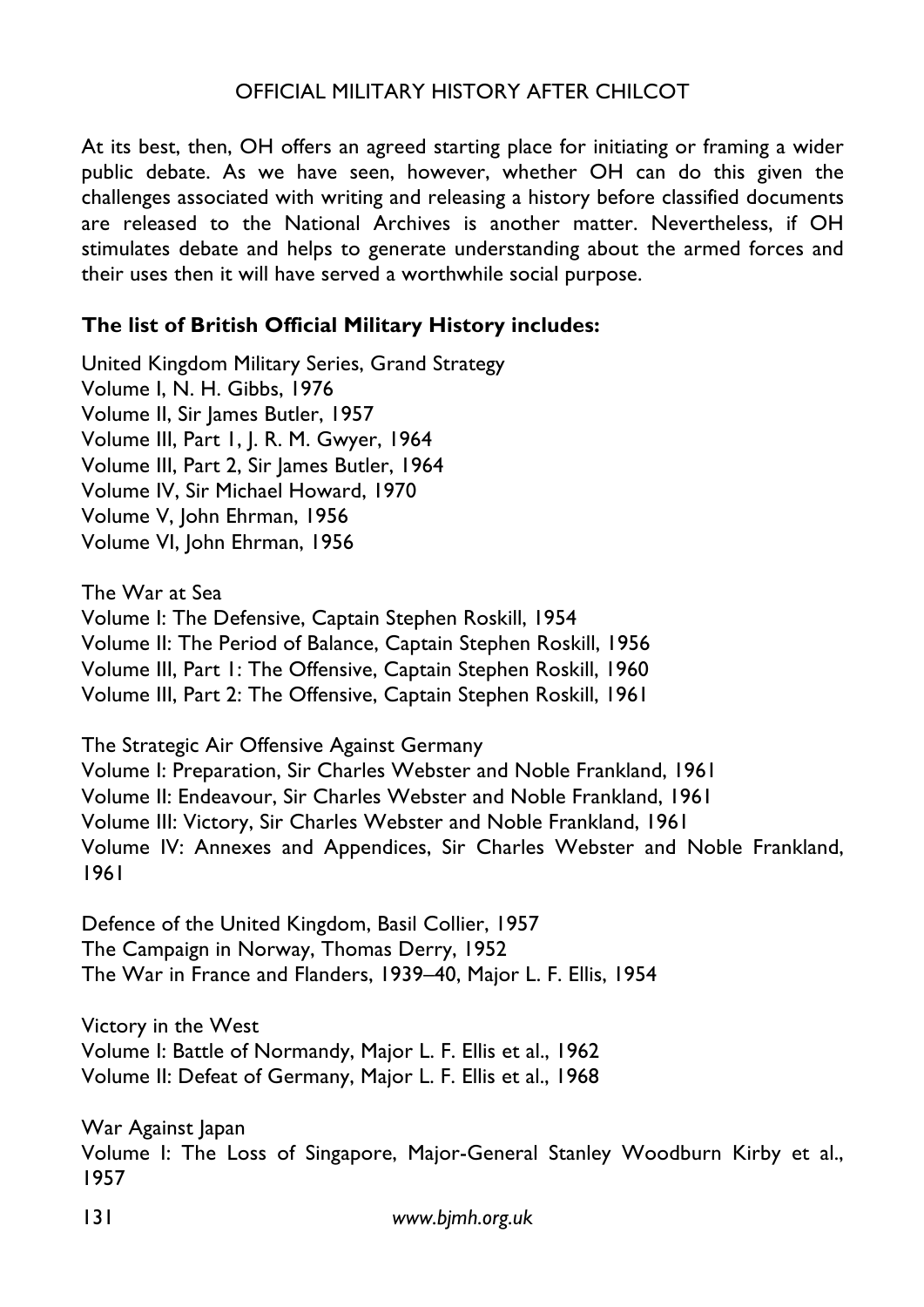At its best, then, OH offers an agreed starting place for initiating or framing a wider public debate. As we have seen, however, whether OH can do this given the challenges associated with writing and releasing a history before classified documents are released to the National Archives is another matter. Nevertheless, if OH stimulates debate and helps to generate understanding about the armed forces and their uses then it will have served a worthwhile social purpose.

**The list of British Official Military History includes:**

United Kingdom Military Series, Grand Strategy
Volume I, N. H. Gibbs, 1976
Volume II, Sir James Butler, 1957
Volume III, Part 1, J. R. M. Gwyer, 1964
Volume III, Part 2, Sir James Butler, 1964
Volume IV, Sir Michael Howard, 1970
Volume V, John Ehrman, 1956
Volume VI, John Ehrman, 1956

The War at Sea
Volume I: The Defensive, Captain Stephen Roskill, 1954
Volume II: The Period of Balance, Captain Stephen Roskill, 1956
Volume III, Part 1: The Offensive, Captain Stephen Roskill, 1960
Volume III, Part 2: The Offensive, Captain Stephen Roskill, 1961

The Strategic Air Offensive Against Germany
Volume I: Preparation, Sir Charles Webster and Noble Frankland, 1961
Volume II: Endeavour, Sir Charles Webster and Noble Frankland, 1961
Volume III: Victory, Sir Charles Webster and Noble Frankland, 1961
Volume IV: Annexes and Appendices, Sir Charles Webster and Noble Frankland, 1961

Defence of the United Kingdom, Basil Collier, 1957
The Campaign in Norway, Thomas Derry, 1952
The War in France and Flanders, 1939–40, Major L. F. Ellis, 1954

Victory in the West
Volume I: Battle of Normandy, Major L. F. Ellis et al., 1962
Volume II: Defeat of Germany, Major L. F. Ellis et al., 1968

War Against Japan
Volume I: The Loss of Singapore, Major-General Stanley Woodburn Kirby et al., 1957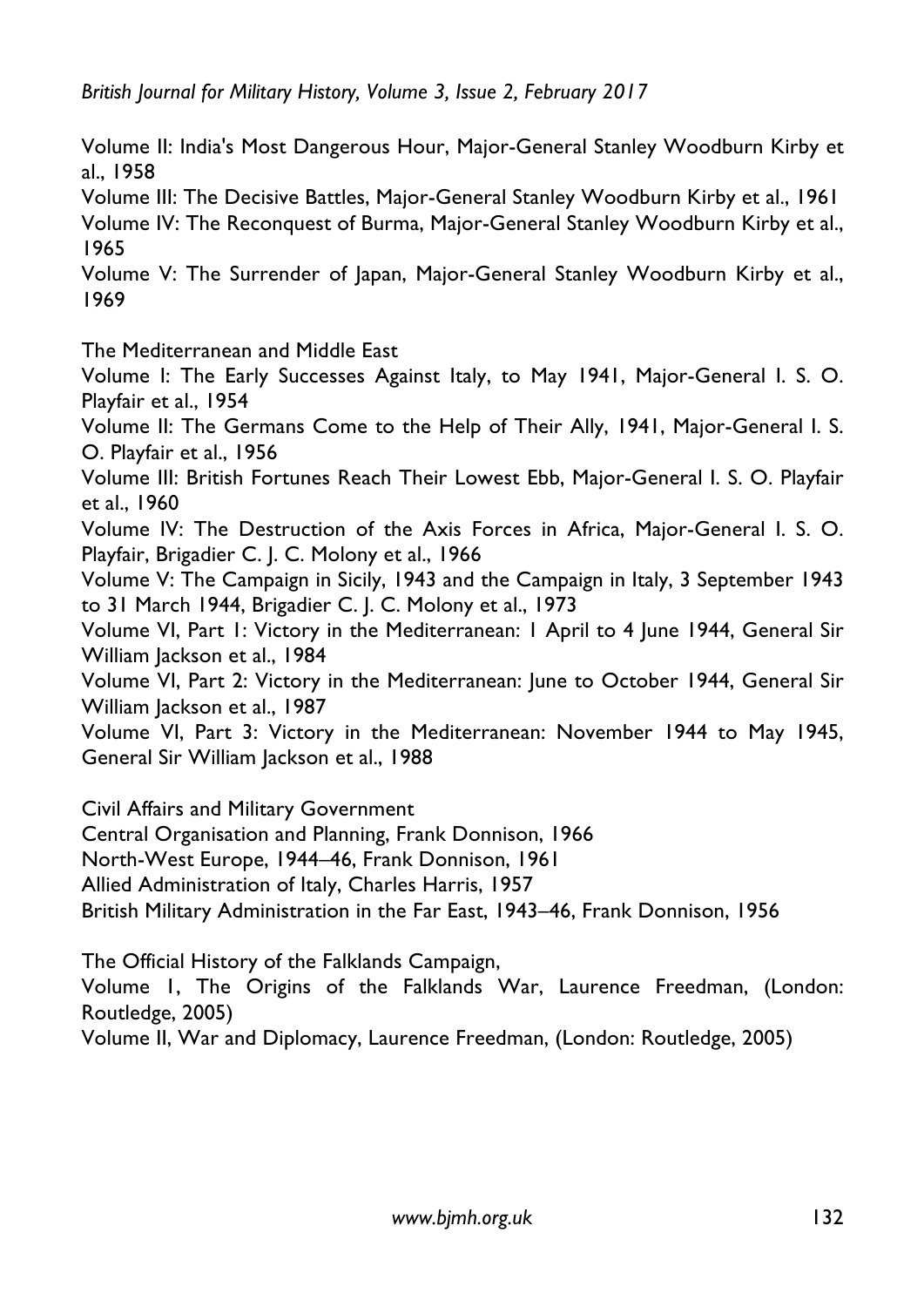Volume II: India's Most Dangerous Hour, Major-General Stanley Woodburn Kirby et al., 1958
Volume III: The Decisive Battles, Major-General Stanley Woodburn Kirby et al., 1961
Volume IV: The Reconquest of Burma, Major-General Stanley Woodburn Kirby et al., 1965
Volume V: The Surrender of Japan, Major-General Stanley Woodburn Kirby et al., 1969

The Mediterranean and Middle East
Volume I: The Early Successes Against Italy, to May 1941, Major-General I. S. O. Playfair et al., 1954
Volume II: The Germans Come to the Help of Their Ally, 1941, Major-General I. S. O. Playfair et al., 1956
Volume III: British Fortunes Reach Their Lowest Ebb, Major-General I. S. O. Playfair et al., 1960
Volume IV: The Destruction of the Axis Forces in Africa, Major-General I. S. O. Playfair, Brigadier C. J. C. Molony et al., 1966
Volume V: The Campaign in Sicily, 1943 and the Campaign in Italy, 3 September 1943 to 31 March 1944, Brigadier C. J. C. Molony et al., 1973
Volume VI, Part 1: Victory in the Mediterranean: 1 April to 4 June 1944, General Sir William Jackson et al., 1984
Volume VI, Part 2: Victory in the Mediterranean: June to October 1944, General Sir William Jackson et al., 1987
Volume VI, Part 3: Victory in the Mediterranean: November 1944 to May 1945, General Sir William Jackson et al., 1988

Civil Affairs and Military Government
Central Organisation and Planning, Frank Donnison, 1966
North-West Europe, 1944–46, Frank Donnison, 1961
Allied Administration of Italy, Charles Harris, 1957
British Military Administration in the Far East, 1943–46, Frank Donnison, 1956

The Official History of the Falklands Campaign,
Volume 1, The Origins of the Falklands War, Laurence Freedman, (London: Routledge, 2005)
Volume II, War and Diplomacy, Laurence Freedman, (London: Routledge, 2005)